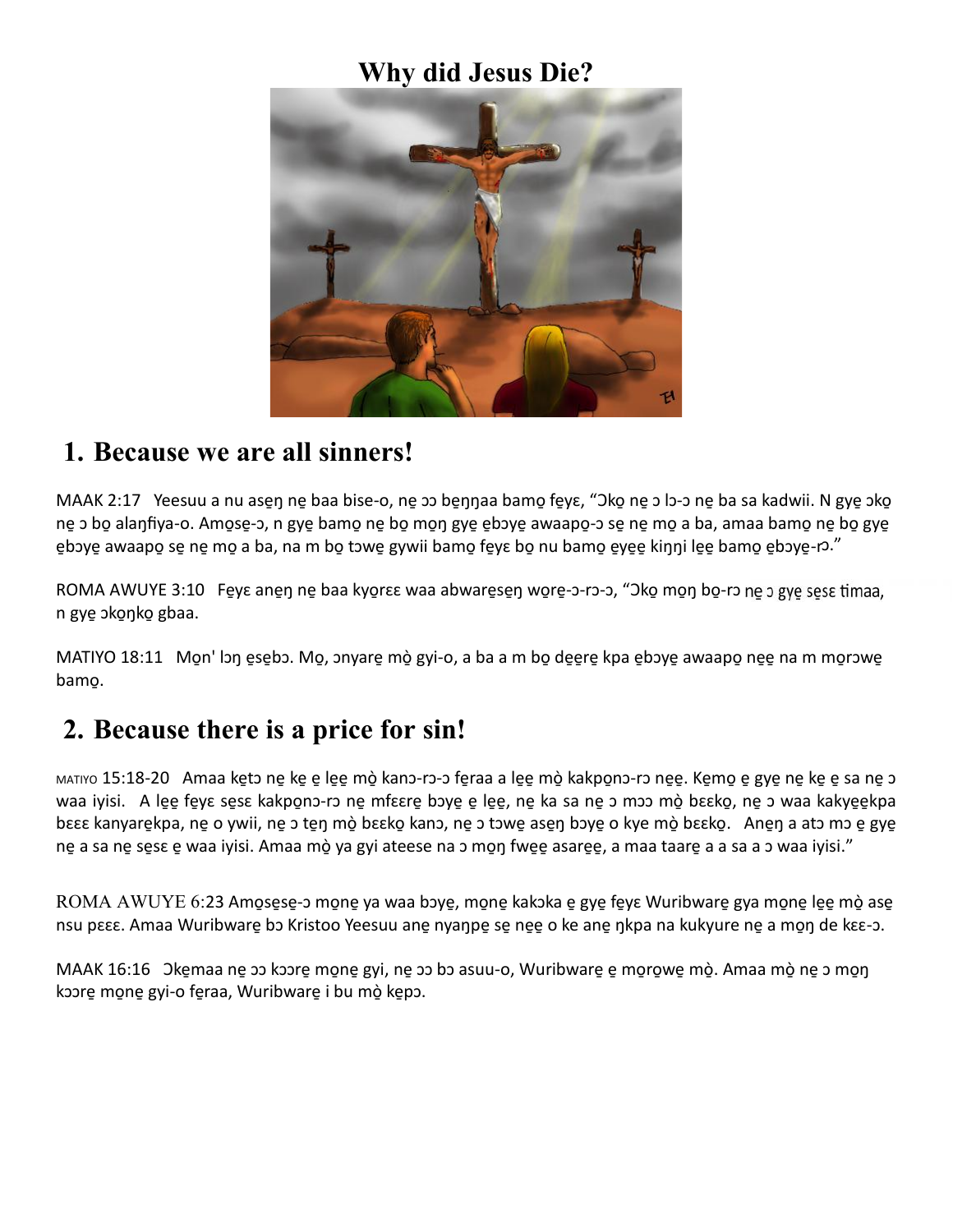# Why did Jesus Die?

## 1. Because we are all sinners!

MAAK 2:17   Yeesuu a nu asẹŋ nẹ baa bise-o, nẹ ɔɔ bẹŋŋaa bamọ fẹyɛ, “Ɔkọ nẹ ɔ lɔ-ɔ nẹ ba sa kadwii. N gyẹ ɔkọ nẹ ɔ bọ alaŋfiya-o. Amọsẹ-ɔ, n gyẹ bamọ nẹ bọ mọŋ gyẹ ẹbɔyẹ awaapọ-ɔ sẹ nẹ mọ a ba, amaa bamọ nẹ bọ gyẹ ẹbɔyẹ awaapọ sẹ nẹ mọ a ba, na m bọ tɔwẹ gywii bamọ fẹyɛ bọ nu bamọ ẹyẹẹ kiŋŋi lẹẹ bamọ ẹbɔyẹ-rɔ.”

ROMA AWUYE 3:10   Fẹyɛ anẹŋ nẹ baa kyọrɛɛ waa abwarẹsẹŋ wọrẹ-ɔ-rɔ-ɔ, “Ɔkọ mọŋ bọ-rɔ nẹ ɔ gyẹ sẹsɛ timaa, n gyẹ ɔkọŋkọ gbaa.

MATIYO 18:11   Mọn' lɔŋ ẹsẹbɔ. Mọ, ɔnyarẹ mọ̀ gyi-o, a ba a m bọ dẹẹrẹ kpa ẹbɔyẹ awaapọ nẹẹ na m mọrɔwẹ bamọ.

## 2. Because there is a price for sin!

MATIYO 15:18-20   Amaa kẹtɔ nẹ kẹ ẹ lẹẹ mọ̀ kanɔ-rɔ-ɔ fẹraa a lẹẹ mọ̀ kakpọnɔ-rɔ nẹẹ. Kẹmọ ẹ gyẹ nẹ kẹ ẹ sa nẹ ɔ waa iyisi.   A lẹẹ fẹyɛ sẹsɛ kakpọnɔ-rɔ nẹ mfɛɛrẹ bɔyẹ ẹ lẹẹ, nẹ ka sa nẹ ɔ mɔɔ mọ̀ bɛɛkọ, nẹ ɔ waa kakyẹẹkpa bɛɛɛ kanyarẹkpa, nẹ o ywii, nẹ ɔ tẹŋ mọ̀ bɛɛkọ kanɔ, nẹ ɔ tɔwẹ asẹŋ bɔyẹ o kye mọ̀ bɛɛkọ.   Anẹŋ a atɔ mɔ ẹ gyẹ nẹ a sa nẹ sẹsɛ ẹ waa iyisi. Amaa mọ̀ ya gyi ateese na ɔ mọŋ fwẹẹ asarẹẹ, a maa taarẹ a a sa a ɔ waa iyisi.”

ROMA AWUYE 6:23 Amọsẹsẹ-ɔ mọnẹ ya waa bɔyẹ, mọnẹ kakɔka ẹ gyẹ fẹyɛ Wuribwarẹ gya mọnẹ lẹẹ mọ̀ asẹ nsu pɛɛɛ. Amaa Wuribwarẹ bɔ Kristoo Yeesuu anẹ nyaŋpẹ sẹ nẹẹ o ke anẹ ŋkpa na kukyure nẹ a mọŋ de kɛɛ-ɔ.

MAAK 16:16   Ɔkẹmaa nẹ ɔɔ kɔɔrẹ mọnẹ gyi, nẹ ɔɔ bɔ asuu-o, Wuribwarẹ ẹ mọrọwẹ mọ̀. Amaa mọ̀ nẹ ɔ mọŋ kɔɔrẹ mọnẹ gyi-o fẹraa, Wuribwarẹ i bu mọ̀ kẹpɔ.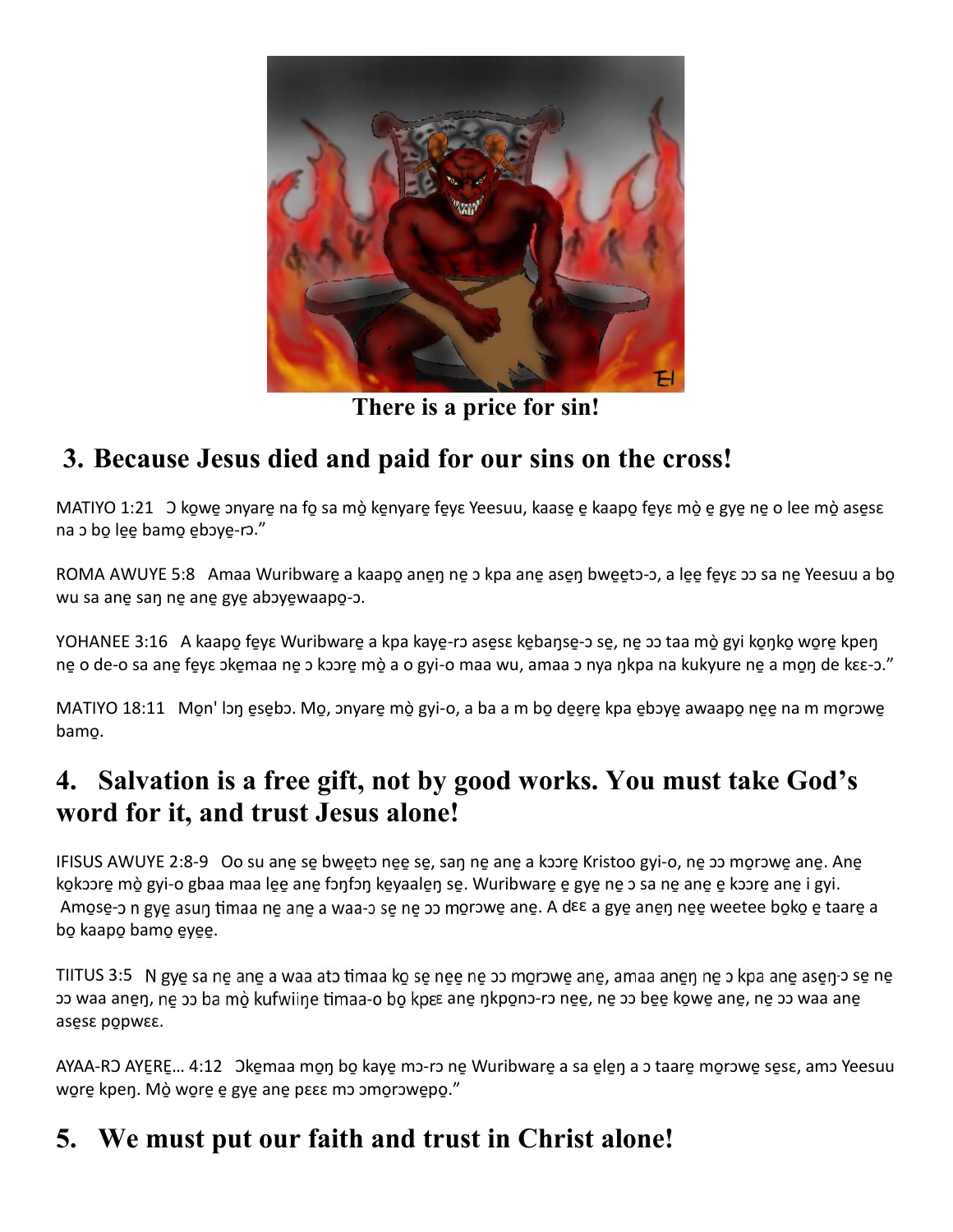There is a price for sin!

## 3. Because Jesus died and paid for our sins on the cross!

MATIYO 1:21 Ɔ kọwẹ ɔnyarẹ na fọ sa mọ̀ kẹnyarẹ fẹyɛ Yeesuu, kaasẹ ẹ kaapọ fẹyɛ mọ̀ ẹ gyẹ nẹ o lee mọ̀ asẹsɛ na ɔ bọ lẹẹ bamọ ẹbɔyẹ-rɔ."

ROMA AWUYE 5:8 Amaa Wuribwarẹ a kaapọ anẹŋ nẹ ɔ kpa anẹ asẹŋ bwẹẹtɔ-ɔ, a lẹẹ fẹyɛ ɔɔ sa nẹ Yeesuu a bọ wu sa anẹ saŋ nẹ anẹ gyẹ abɔyẹwaapọ-ɔ.

YOHANEE 3:16 A kaapọ fẹyɛ Wuribwarẹ a kpa kayẹ-rɔ asẹsɛ kẹbaŋsẹ-ɔ sẹ, nẹ ɔɔ taa mọ̀ gyi kọŋkọ wọrẹ kpeŋ nẹ o de-o sa anẹ fẹyɛ ɔkẹmaa nẹ ɔ kɔɔrẹ mọ̀ a o gyi-o maa wu, amaa ɔ nya ŋkpa na kukyure nẹ a mọŋ de kɛɛ-ɔ."

MATIYO 18:11 Mọn' lɔŋ ẹsẹbɔ. Mọ, ɔnyarẹ mọ̀ gyi-o, a ba a m bọ dẹẹrẹ kpa ẹbɔyẹ awaapọ nẹẹ na m mọrɔwẹ bamọ.

## 4. Salvation is a free gift, not by good works. You must take God's word for it, and trust Jesus alone!

IFISUS AWUYE 2:8-9 Oo su anẹ sẹ bwẹẹtɔ nẹẹ sẹ, saŋ nẹ anẹ a kɔɔrẹ Kristoo gyi-o, nẹ ɔɔ mọrɔwẹ anẹ. Anẹ kọkɔɔrẹ mọ̀ gyi-o gbaa maa lẹẹ anẹ fɔŋfɔŋ kẹyaalẹŋ sẹ. Wuribwarẹ ẹ gyẹ nẹ ɔ sa nẹ anẹ ẹ kɔɔrẹ anẹ i gyi. Amọsẹ-ɔ n gyẹ asuŋ timaa nẹ anẹ a waa-ɔ sẹ nẹ ɔɔ mọrɔwẹ anẹ. A dɛɛ a gyẹ anẹŋ nẹẹ weetee bọkọ ẹ taarẹ a bọ kaapọ bamọ ẹyẹẹ.

TIITUS 3:5 N gyẹ sa nẹ anẹ a waa atɔ timaa kọ sẹ nẹẹ nẹ ɔɔ mọrɔwẹ anẹ, amaa anẹŋ nẹ ɔ kpa anẹ asẹŋ-ɔ sẹ nẹ ɔɔ waa anẹŋ, nẹ ɔɔ ba mọ̀ kufwiiŋe timaa-o bọ kpɛɛ anẹ ŋkpọnɔ-rɔ nẹẹ, nẹ ɔɔ bẹẹ kọwẹ anẹ, nẹ ɔɔ waa anẹ asẹsɛ pọpwɛɛ.

AYAA-RƆ AYẸRẸ... 4:12 Ɔkẹmaa mọŋ bọ kayẹ mɔ-rɔ nẹ Wuribwarẹ a sa ẹlẹŋ a ɔ taarẹ mọrɔwẹ sẹsɛ, amɔ Yeesuu wọrẹ kpeŋ. Mọ̀ wọrẹ ẹ gyẹ anẹ pɛɛɛ mɔ ɔmọrɔwẹpọ."

## 5. We must put our faith and trust in Christ alone!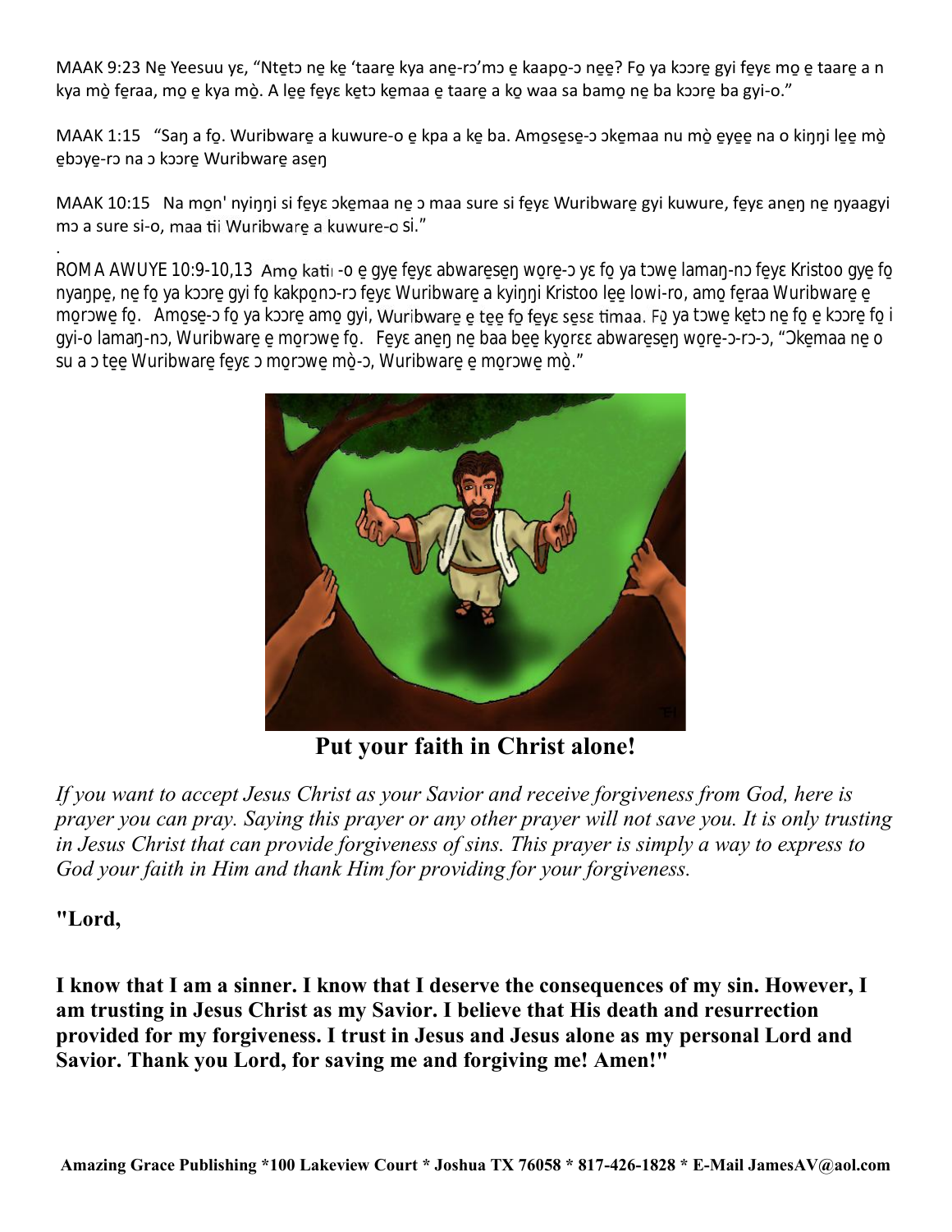MAAK 9:23 Nẹ Yeesuu yɛ, "Ntẹtɔ nẹ kẹ 'taarẹ kya anẹ-rɔ'mɔ ẹ kaapọ-ɔ nẹẹ? Fọ ya kɔɔrẹ gyi fẹyɛ mọ ẹ taarẹ a n kya mọ̀ fẹraa, mọ ẹ kya mọ̀. A lẹẹ fẹyɛ kẹtɔ kẹmaa ẹ taarẹ a kọ waa sa bamọ nẹ ba kɔɔrẹ ba gyi-o."

MAAK 1:15 "Saŋ a fọ. Wuribwarẹ a kuwure-o ẹ kpa a kẹ ba. Amọsẹsẹ-ɔ ɔkẹmaa nu mọ̀ ẹyẹẹ na o kiŋŋi lẹẹ mọ̀ ẹbɔyẹ-rɔ na ɔ kɔɔrẹ Wuribwarẹ asẹŋ

MAAK 10:15 Na mọn' nyiŋŋi si fẹyɛ ɔkẹmaa nẹ ɔ maa sure si fẹyɛ Wuribwarẹ gyi kuwure, fẹyɛ anẹŋ nẹ ŋyaagyi mɔ a sure si-o, maa tii Wuribwarẹ a kuwure-o si."

ROMA AWUYE 10:9-10,13 Amọ katiı -o ẹ gyẹ fẹyɛ abwarẹsẹŋ wọrẹ-ɔ yɛ fọ ya tɔwẹ lamaŋ-nɔ fẹyɛ Kristoo gyẹ fọ nyaŋpẹ, nẹ fọ ya kɔɔrẹ gyi fọ kakpọnɔ-rɔ fẹyɛ Wuribwarẹ a kyiŋŋi Kristoo lẹẹ lowi-ro, amọ fẹraa Wuribwarẹ ẹ mọrɔwẹ fọ. Amọsẹ-ɔ fọ ya kɔɔrẹ amọ gyi, Wuribwarẹ ẹ tẹẹ fọ fẹyɛ sẹsɛ timaa. Fọ ya tɔwẹ kẹtɔ nẹ fọ ẹ kɔɔrẹ fọ i gyi-o lamaŋ-nɔ, Wuribwarẹ ẹ mọrɔwẹ fọ. Fẹyɛ anẹŋ nẹ baa bẹẹ kyọrɛɛ abwarẹsẹŋ wọrẹ-ɔ-rɔ-ɔ, "Ɔkẹmaa nẹ o su a ɔ tẹẹ Wuribwarẹ fẹyɛ ɔ mọrɔwẹ mọ̀-ɔ, Wuribwarẹ ẹ mọrɔwẹ mọ̀."

**Put your faith in Christ alone!**

*If you want to accept Jesus Christ as your Savior and receive forgiveness from God, here is prayer you can pray. Saying this prayer or any other prayer will not save you. It is only trusting in Jesus Christ that can provide forgiveness of sins. This prayer is simply a way to express to God your faith in Him and thank Him for providing for your forgiveness.*

**"Lord,**

**I know that I am a sinner. I know that I deserve the consequences of my sin. However, I am trusting in Jesus Christ as my Savior. I believe that His death and resurrection provided for my forgiveness. I trust in Jesus and Jesus alone as my personal Lord and Savior. Thank you Lord, for saving me and forgiving me! Amen!"**

**Amazing Grace Publishing *100 Lakeview Court * Joshua TX 76058 * 817-426-1828 * E-Mail JamesAV@aol.com**